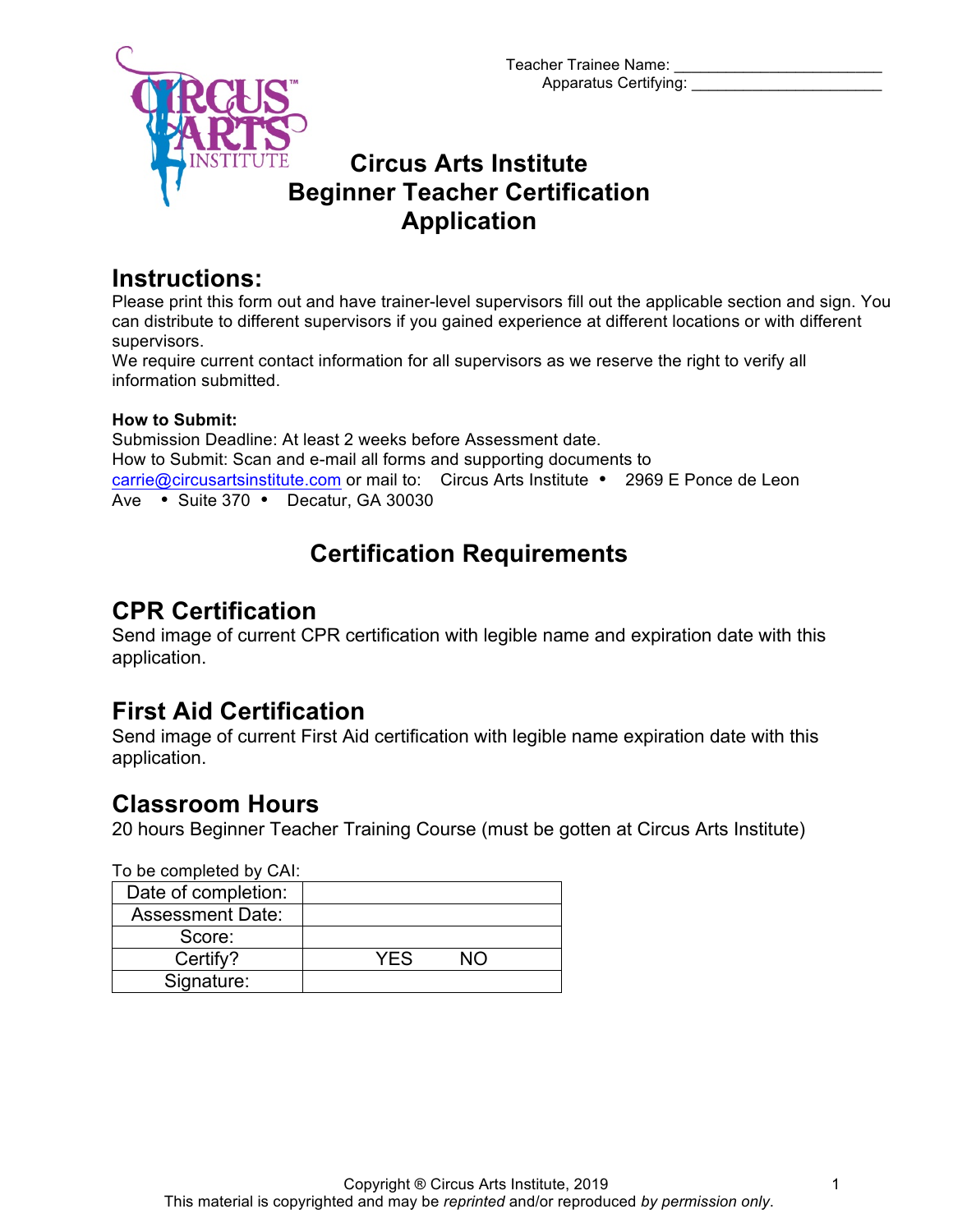Teacher Trainee Name: ________________________

Apparatus Certifying: ______________________

# Circus Arts Institute Beginner Teacher Certification Application

## Instructions:

Please print this form out and have trainer-level supervisors fill out the applicable section and sign. You can distribute to different supervisors if you gained experience at different locations or with different supervisors.

We require current contact information for all supervisors as we reserve the right to verify all information submitted.

**How to Submit:**

Submission Deadline: At least 2 weeks before Assessment date.

How to Submit: Scan and e-mail all forms and supporting documents to carrie@circusartsinstitute.com or mail to: Circus Arts Institute • 2969 E Ponce de Leon Ave • Suite 370 • Decatur, GA 30030

## Certification Requirements

## CPR Certification

Send image of current CPR certification with legible name and expiration date with this application.

## First Aid Certification

Send image of current First Aid certification with legible name expiration date with this application.

## Classroom Hours

20 hours Beginner Teacher Training Course (must be gotten at Circus Arts Institute)

To be completed by CAI:

| | |
|---|---|
| Date of completion: | |
| Assessment Date: | |
| Score: | |
| Certify? | YES NO |
| Signature: | |

Copyright ® Circus Arts Institute, 2019

This material is copyrighted and may be *reprinted* and/or reproduced *by permission only*.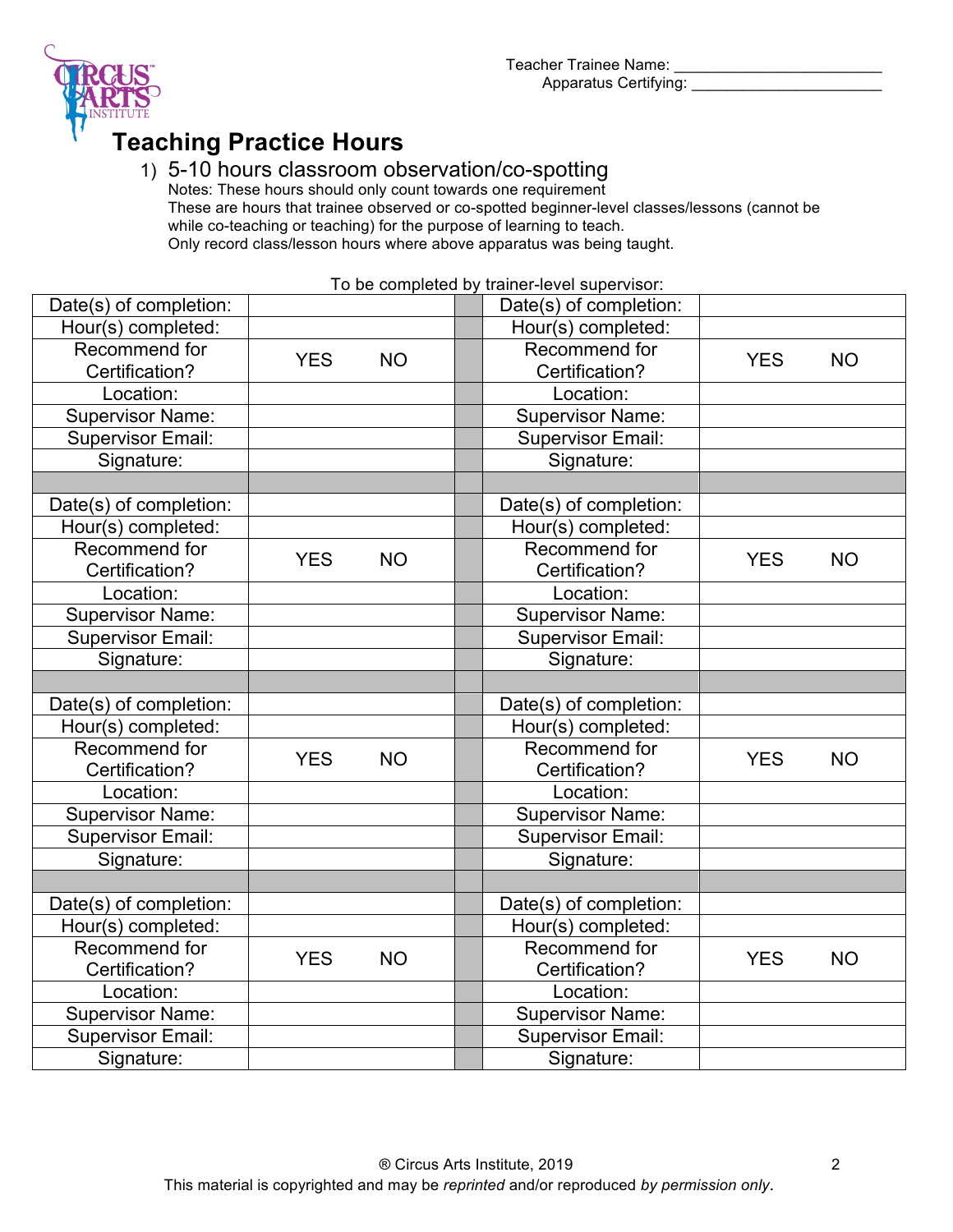Teacher Trainee Name: ________________________
Apparatus Certifying: ______________________

# Teaching Practice Hours

## 1) 5-10 hours classroom observation/co-spotting

Notes: These hours should only count towards one requirement
These are hours that trainee observed or co-spotted beginner-level classes/lessons (cannot be while co-teaching or teaching) for the purpose of learning to teach.
Only record class/lesson hours where above apparatus was being taught.

To be completed by trainer-level supervisor:

| | | | | |
|---|---|---|---|---|
| Date(s) of completion: | | | Date(s) of completion: | |
| Hour(s) completed: | | | Hour(s) completed: | |
| Recommend for Certification? | YES NO | | Recommend for Certification? | YES NO |
| Location: | | | Location: | |
| Supervisor Name: | | | Supervisor Name: | |
| Supervisor Email: | | | Supervisor Email: | |
| Signature: | | | Signature: | |
| | | | | |
| Date(s) of completion: | | | Date(s) of completion: | |
| Hour(s) completed: | | | Hour(s) completed: | |
| Recommend for Certification? | YES NO | | Recommend for Certification? | YES NO |
| Location: | | | Location: | |
| Supervisor Name: | | | Supervisor Name: | |
| Supervisor Email: | | | Supervisor Email: | |
| Signature: | | | Signature: | |
| | | | | |
| Date(s) of completion: | | | Date(s) of completion: | |
| Hour(s) completed: | | | Hour(s) completed: | |
| Recommend for Certification? | YES NO | | Recommend for Certification? | YES NO |
| Location: | | | Location: | |
| Supervisor Name: | | | Supervisor Name: | |
| Supervisor Email: | | | Supervisor Email: | |
| Signature: | | | Signature: | |
| | | | | |
| Date(s) of completion: | | | Date(s) of completion: | |
| Hour(s) completed: | | | Hour(s) completed: | |
| Recommend for Certification? | YES NO | | Recommend for Certification? | YES NO |
| Location: | | | Location: | |
| Supervisor Name: | | | Supervisor Name: | |
| Supervisor Email: | | | Supervisor Email: | |
| Signature: | | | Signature: | |

® Circus Arts Institute, 2019
This material is copyrighted and may be *reprinted* and/or reproduced *by permission only*.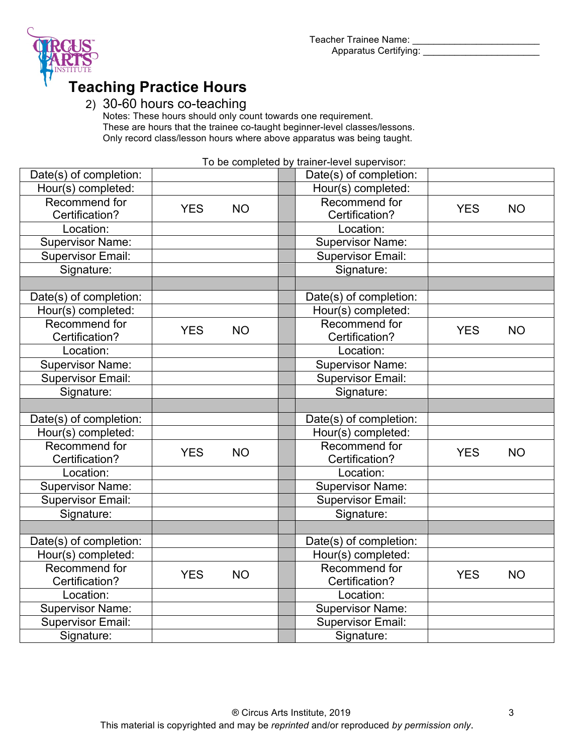Teacher Trainee Name: ________________________
Apparatus Certifying: ______________________

## Teaching Practice Hours

2) 30-60 hours co-teaching

Notes: These hours should only count towards one requirement.
These are hours that the trainee co-taught beginner-level classes/lessons.
Only record class/lesson hours where above apparatus was being taught.

To be completed by trainer-level supervisor:

| | | | | |
|---|---|---|---|---|
| Date(s) of completion: | | | Date(s) of completion: | |
| Hour(s) completed: | | | Hour(s) completed: | |
| Recommend for Certification? | YES NO | | Recommend for Certification? | YES NO |
| Location: | | | Location: | |
| Supervisor Name: | | | Supervisor Name: | |
| Supervisor Email: | | | Supervisor Email: | |
| Signature: | | | Signature: | |
| | | | | |
| Date(s) of completion: | | | Date(s) of completion: | |
| Hour(s) completed: | | | Hour(s) completed: | |
| Recommend for Certification? | YES NO | | Recommend for Certification? | YES NO |
| Location: | | | Location: | |
| Supervisor Name: | | | Supervisor Name: | |
| Supervisor Email: | | | Supervisor Email: | |
| Signature: | | | Signature: | |
| | | | | |
| Date(s) of completion: | | | Date(s) of completion: | |
| Hour(s) completed: | | | Hour(s) completed: | |
| Recommend for Certification? | YES NO | | Recommend for Certification? | YES NO |
| Location: | | | Location: | |
| Supervisor Name: | | | Supervisor Name: | |
| Supervisor Email: | | | Supervisor Email: | |
| Signature: | | | Signature: | |
| | | | | |
| Date(s) of completion: | | | Date(s) of completion: | |
| Hour(s) completed: | | | Hour(s) completed: | |
| Recommend for Certification? | YES NO | | Recommend for Certification? | YES NO |
| Location: | | | Location: | |
| Supervisor Name: | | | Supervisor Name: | |
| Supervisor Email: | | | Supervisor Email: | |
| Signature: | | | Signature: | |

® Circus Arts Institute, 2019
This material is copyrighted and may be *reprinted* and/or reproduced *by permission only*.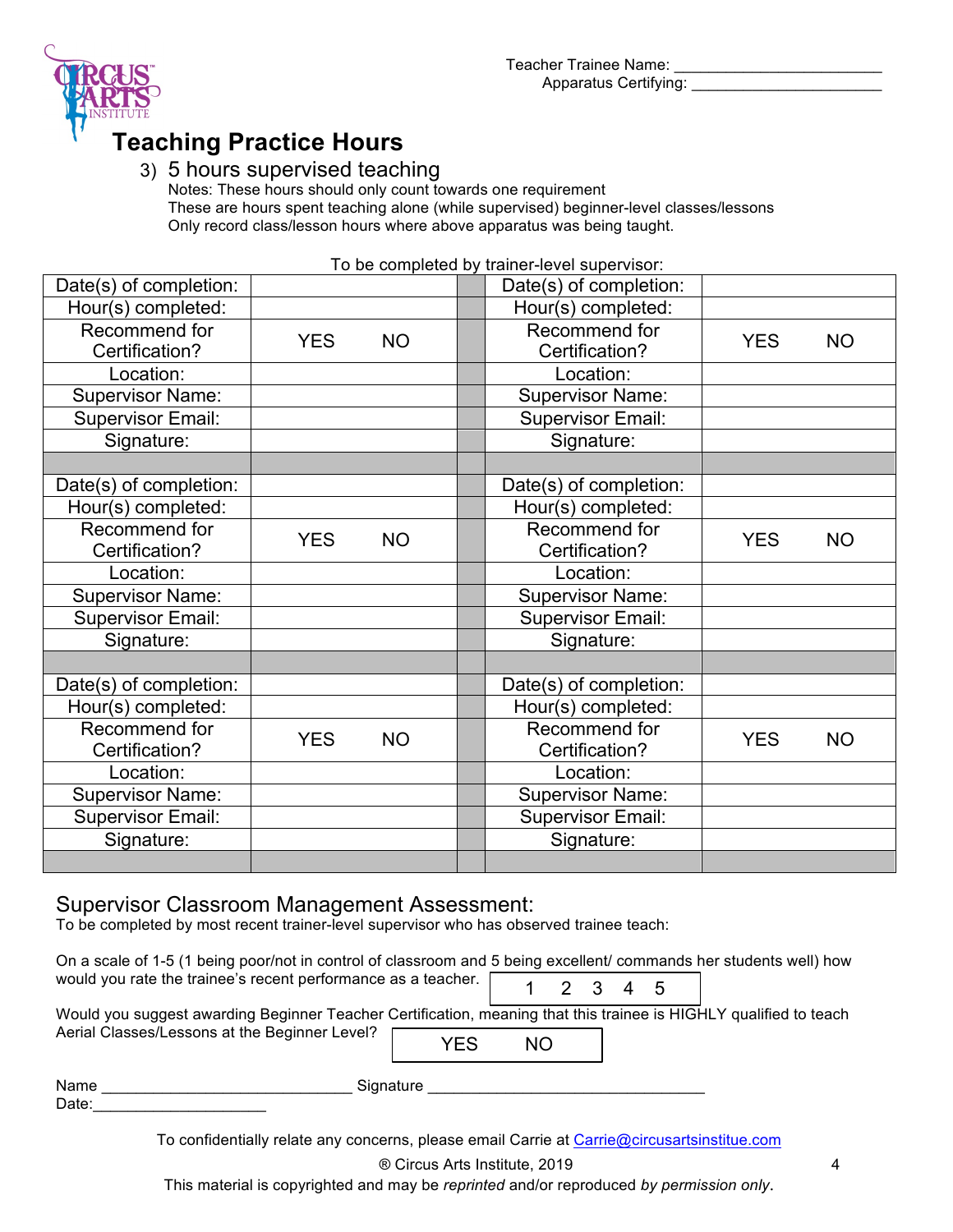Teacher Trainee Name: ________________________
Apparatus Certifying: ______________________

# Teaching Practice Hours

3) 5 hours supervised teaching

Notes: These hours should only count towards one requirement
These are hours spent teaching alone (while supervised) beginner-level classes/lessons
Only record class/lesson hours where above apparatus was being taught.

To be completed by trainer-level supervisor:

| | | | | |
|---|---|---|---|---|
| Date(s) of completion: | | | Date(s) of completion: | |
| Hour(s) completed: | | | Hour(s) completed: | |
| Recommend for Certification? | YES NO | | Recommend for Certification? | YES NO |
| Location: | | | Location: | |
| Supervisor Name: | | | Supervisor Name: | |
| Supervisor Email: | | | Supervisor Email: | |
| Signature: | | | Signature: | |
| | | | | |
| Date(s) of completion: | | | Date(s) of completion: | |
| Hour(s) completed: | | | Hour(s) completed: | |
| Recommend for Certification? | YES NO | | Recommend for Certification? | YES NO |
| Location: | | | Location: | |
| Supervisor Name: | | | Supervisor Name: | |
| Supervisor Email: | | | Supervisor Email: | |
| Signature: | | | Signature: | |
| | | | | |
| Date(s) of completion: | | | Date(s) of completion: | |
| Hour(s) completed: | | | Hour(s) completed: | |
| Recommend for Certification? | YES NO | | Recommend for Certification? | YES NO |
| Location: | | | Location: | |
| Supervisor Name: | | | Supervisor Name: | |
| Supervisor Email: | | | Supervisor Email: | |
| Signature: | | | Signature: | |
| | | | | |

## Supervisor Classroom Management Assessment:

To be completed by most recent trainer-level supervisor who has observed trainee teach:

On a scale of 1-5 (1 being poor/not in control of classroom and 5 being excellent/ commands her students well) how would you rate the trainee's recent performance as a teacher. 1 2 3 4 5

Would you suggest awarding Beginner Teacher Certification, meaning that this trainee is HIGHLY qualified to teach Aerial Classes/Lessons at the Beginner Level? YES NO

Name ____________________________ Signature ______________________________
Date:____________________

To confidentially relate any concerns, please email Carrie at Carrie@circusartsinstitue.com

® Circus Arts Institute, 2019

This material is copyrighted and may be *reprinted* and/or reproduced *by permission only*.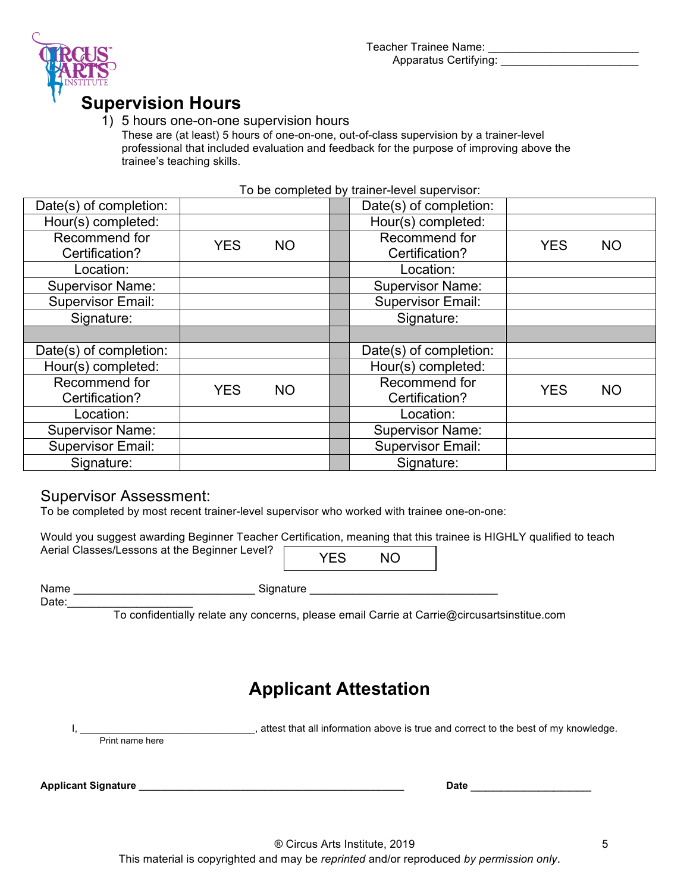Teacher Trainee Name: ________________________
Apparatus Certifying: ______________________

# Supervision Hours

1) 5 hours one-on-one supervision hours
   These are (at least) 5 hours of one-on-one, out-of-class supervision by a trainer-level professional that included evaluation and feedback for the purpose of improving above the trainee's teaching skills.

To be completed by trainer-level supervisor:

| | | | | |
|---|---|---|---|---|
| Date(s) of completion: | | | Date(s) of completion: | |
| Hour(s) completed: | | | Hour(s) completed: | |
| Recommend for Certification? | YES NO | | Recommend for Certification? | YES NO |
| Location: | | | Location: | |
| Supervisor Name: | | | Supervisor Name: | |
| Supervisor Email: | | | Supervisor Email: | |
| Signature: | | | Signature: | |
| | | | | |
| Date(s) of completion: | | | Date(s) of completion: | |
| Hour(s) completed: | | | Hour(s) completed: | |
| Recommend for Certification? | YES NO | | Recommend for Certification? | YES NO |
| Location: | | | Location: | |
| Supervisor Name: | | | Supervisor Name: | |
| Supervisor Email: | | | Supervisor Email: | |
| Signature: | | | Signature: | |

## Supervisor Assessment:

To be completed by most recent trainer-level supervisor who worked with trainee one-on-one:

Would you suggest awarding Beginner Teacher Certification, meaning that this trainee is HIGHLY qualified to teach Aerial Classes/Lessons at the Beginner Level? YES NO

Name ____________________________ Signature _____________________________
Date:____________________

To confidentially relate any concerns, please email Carrie at Carrie@circusartsinstitue.com

# Applicant Attestation

I, ______________________________, attest that all information above is true and correct to the best of my knowledge.
Print name here

**Applicant Signature** _____________________________________________ **Date** ____________________

® Circus Arts Institute, 2019

This material is copyrighted and may be *reprinted* and/or reproduced *by permission only*.